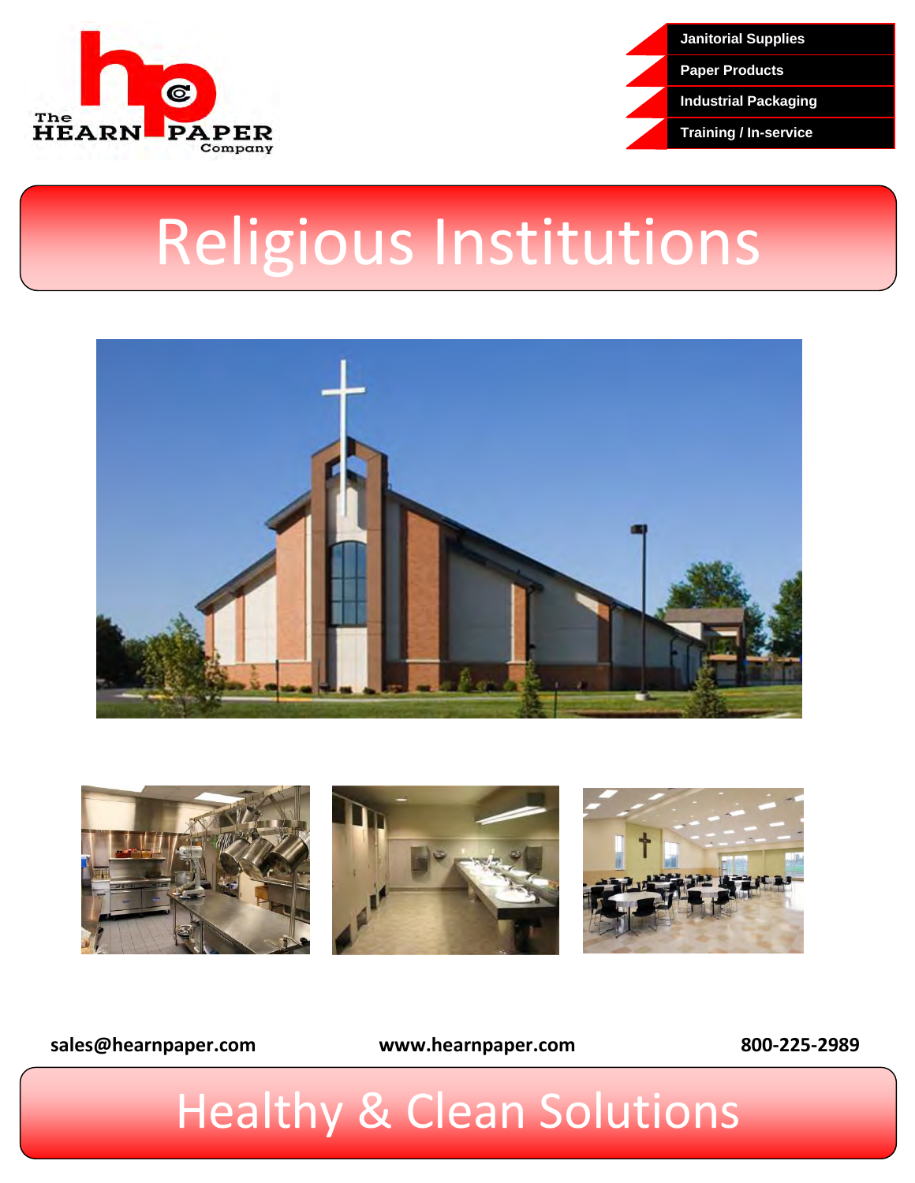The HEARN PAPER Company

- Janitorial Supplies
- Paper Products
- Industrial Packaging
- Training / In-service

# Religious Institutions

sales@hearnpaper.com www.hearnpaper.com 800-225-2989

## Healthy & Clean Solutions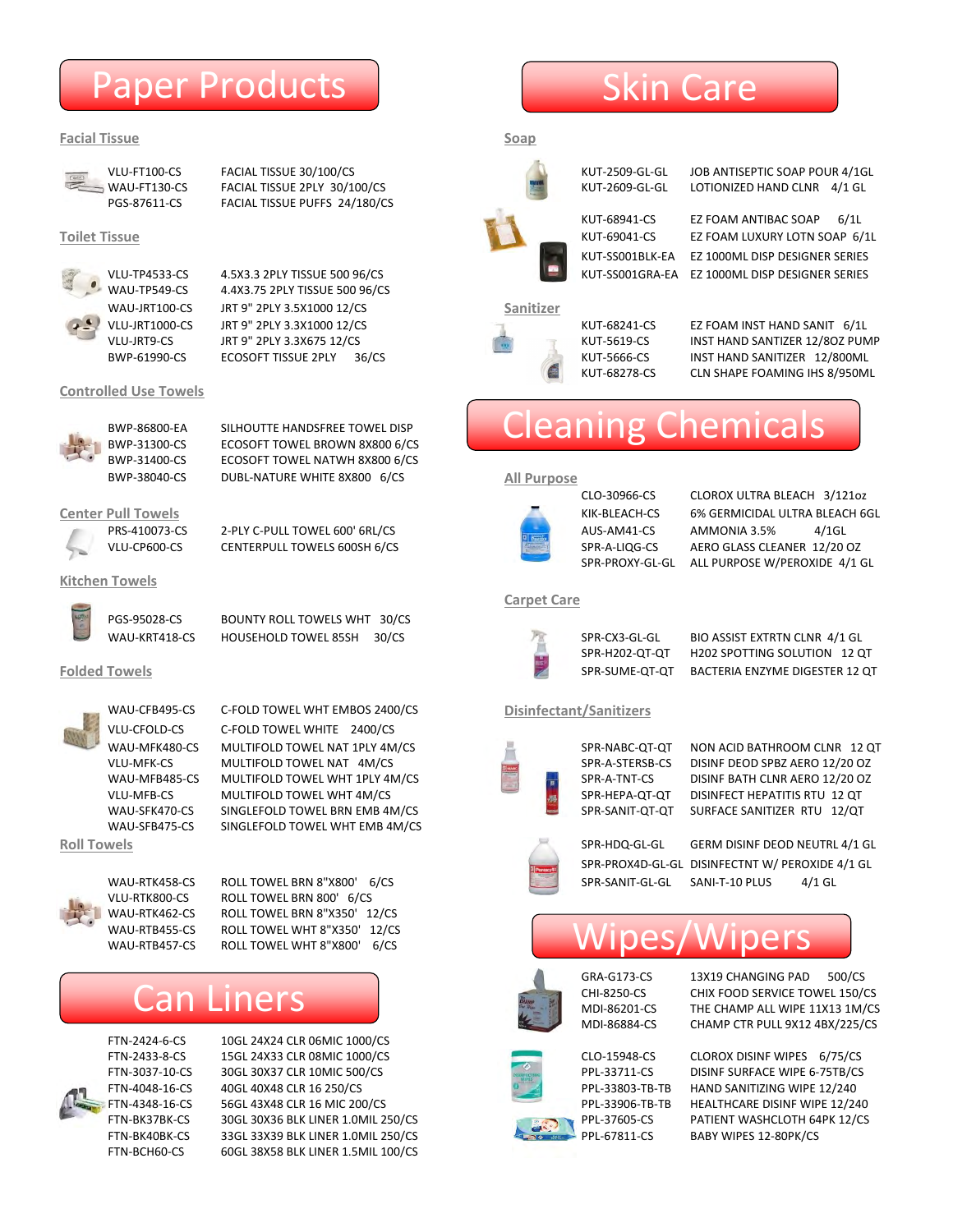# Paper Products

### Facial Tissue

| | |
|---|---|
| VLU-FT100-CS | FACIAL TISSUE 30/100/CS |
| WAU-FT130-CS | FACIAL TISSUE 2PLY 30/100/CS |
| PGS-87611-CS | FACIAL TISSUE PUFFS 24/180/CS |

### Toilet Tissue

| | |
|---|---|
| VLU-TP4533-CS | 4.5X3.3 2PLY TISSUE 500 96/CS |
| WAU-TP549-CS | 4.4X3.75 2PLY TISSUE 500 96/CS |
| WAU-JRT100-CS | JRT 9" 2PLY 3.5X1000 12/CS |
| VLU-JRT1000-CS | JRT 9" 2PLY 3.3X1000 12/CS |
| VLU-JRT9-CS | JRT 9" 2PLY 3.3X675 12/CS |
| BWP-61990-CS | ECOSOFT TISSUE 2PLY 36/CS |

### Controlled Use Towels

| | |
|---|---|
| BWP-86800-EA | SILHOUTTE HANDSFREE TOWEL DISP |
| BWP-31300-CS | ECOSOFT TOWEL BROWN 8X800 6/CS |
| BWP-31400-CS | ECOSOFT TOWEL NATWH 8X800 6/CS |
| BWP-38040-CS | DUBL-NATURE WHITE 8X800 6/CS |

### Center Pull Towels

| | |
|---|---|
| PRS-410073-CS | 2-PLY C-PULL TOWEL 600' 6RL/CS |
| VLU-CP600-CS | CENTERPULL TOWELS 600SH 6/CS |

### Kitchen Towels

| | |
|---|---|
| PGS-95028-CS | BOUNTY ROLL TOWELS WHT 30/CS |
| WAU-KRT418-CS | HOUSEHOLD TOWEL 85SH 30/CS |

### Folded Towels

| | |
|---|---|
| WAU-CFB495-CS | C-FOLD TOWEL WHT EMBOS 2400/CS |
| VLU-CFOLD-CS | C-FOLD TOWEL WHITE 2400/CS |
| WAU-MFK480-CS | MULTIFOLD TOWEL NAT 1PLY 4M/CS |
| VLU-MFK-CS | MULTIFOLD TOWEL NAT 4M/CS |
| WAU-MFB485-CS | MULTIFOLD TOWEL WHT 1PLY 4M/CS |
| VLU-MFB-CS | MULTIFOLD TOWEL WHT 4M/CS |
| WAU-SFK470-CS | SINGLEFOLD TOWEL BRN EMB 4M/CS |
| WAU-SFB475-CS | SINGLEFOLD TOWEL WHT EMB 4M/CS |

### Roll Towels

| | |
|---|---|
| WAU-RTK458-CS | ROLL TOWEL BRN 8"X800' 6/CS |
| VLU-RTK800-CS | ROLL TOWEL BRN 800' 6/CS |
| WAU-RTK462-CS | ROLL TOWEL BRN 8"X350' 12/CS |
| WAU-RTB455-CS | ROLL TOWEL WHT 8"X350' 12/CS |
| WAU-RTB457-CS | ROLL TOWEL WHT 8"X800' 6/CS |

# Can Liners

| | |
|---|---|
| FTN-2424-6-CS | 10GL 24X24 CLR 06MIC 1000/CS |
| FTN-2433-8-CS | 15GL 24X33 CLR 08MIC 1000/CS |
| FTN-3037-10-CS | 30GL 30X37 CLR 10MIC 500/CS |
| FTN-4048-16-CS | 40GL 40X48 CLR 16 250/CS |
| FTN-4348-16-CS | 56GL 43X48 CLR 16 MIC 200/CS |
| FTN-BK37BK-CS | 30GL 30X36 BLK LINER 1.0MIL 250/CS |
| FTN-BK40BK-CS | 33GL 33X39 BLK LINER 1.0MIL 250/CS |
| FTN-BCH60-CS | 60GL 38X58 BLK LINER 1.5MIL 100/CS |

# Skin Care

### Soap

| | |
|---|---|
| KUT-2509-GL-GL | JOB ANTISEPTIC SOAP POUR 4/1GL |
| KUT-2609-GL-GL | LOTIONIZED HAND CLNR 4/1 GL |
| KUT-68941-CS | EZ FOAM ANTIBAC SOAP 6/1L |
| KUT-69041-CS | EZ FOAM LUXURY LOTN SOAP 6/1L |
| KUT-SS001BLK-EA | EZ 1000ML DISP DESIGNER SERIES |
| KUT-SS001GRA-EA | EZ 1000ML DISP DESIGNER SERIES |

### Sanitizer

| | |
|---|---|
| KUT-68241-CS | EZ FOAM INST HAND SANIT 6/1L |
| KUT-5619-CS | INST HAND SANTIZER 12/8OZ PUMP |
| KUT-5666-CS | INST HAND SANITIZER 12/800ML |
| KUT-68278-CS | CLN SHAPE FOAMING IHS 8/950ML |

# Cleaning Chemicals

### All Purpose

| | |
|---|---|
| CLO-30966-CS | CLOROX ULTRA BLEACH 3/121oz |
| KIK-BLEACH-CS | 6% GERMICIDAL ULTRA BLEACH 6GL |
| AUS-AM41-CS | AMMONIA 3.5% 4/1GL |
| SPR-A-LIQG-CS | AERO GLASS CLEANER 12/20 OZ |
| SPR-PROXY-GL-GL | ALL PURPOSE W/PEROXIDE 4/1 GL |

### Carpet Care

| | |
|---|---|
| SPR-CX3-GL-GL | BIO ASSIST EXTRTN CLNR 4/1 GL |
| SPR-H202-QT-QT | H202 SPOTTING SOLUTION 12 QT |
| SPR-SUME-QT-QT | BACTERIA ENZYME DIGESTER 12 QT |

### Disinfectant/Sanitizers

| | |
|---|---|
| SPR-NABC-QT-QT | NON ACID BATHROOM CLNR 12 QT |
| SPR-A-STERSB-CS | DISINF DEOD SPBZ AERO 12/20 OZ |
| SPR-A-TNT-CS | DISINF BATH CLNR AERO 12/20 OZ |
| SPR-HEPA-QT-QT | DISINFECT HEPATITIS RTU 12 QT |
| SPR-SANIT-QT-QT | SURFACE SANITIZER RTU 12/QT |
| SPR-HDQ-GL-GL | GERM DISINF DEOD NEUTRL 4/1 GL |
| SPR-PROX4D-GL-GL | DISINFECTNT W/ PEROXIDE 4/1 GL |
| SPR-SANIT-GL-GL | SANI-T-10 PLUS 4/1 GL |

# Wipes/Wipers

| | |
|---|---|
| GRA-G173-CS | 13X19 CHANGING PAD 500/CS |
| CHI-8250-CS | CHIX FOOD SERVICE TOWEL 150/CS |
| MDI-86201-CS | THE CHAMP ALL WIPE 11X13 1M/CS |
| MDI-86884-CS | CHAMP CTR PULL 9X12 4BX/225/CS |
| CLO-15948-CS | CLOROX DISINF WIPES 6/75/CS |
| PPL-33711-CS | DISINF SURFACE WIPE 6-75TB/CS |
| PPL-33803-TB-TB | HAND SANITIZING WIPE 12/240 |
| PPL-33906-TB-TB | HEALTHCARE DISINF WIPE 12/240 |
| PPL-37605-CS | PATIENT WASHCLOTH 64PK 12/CS |
| PPL-67811-CS | BABY WIPES 12-80PK/CS |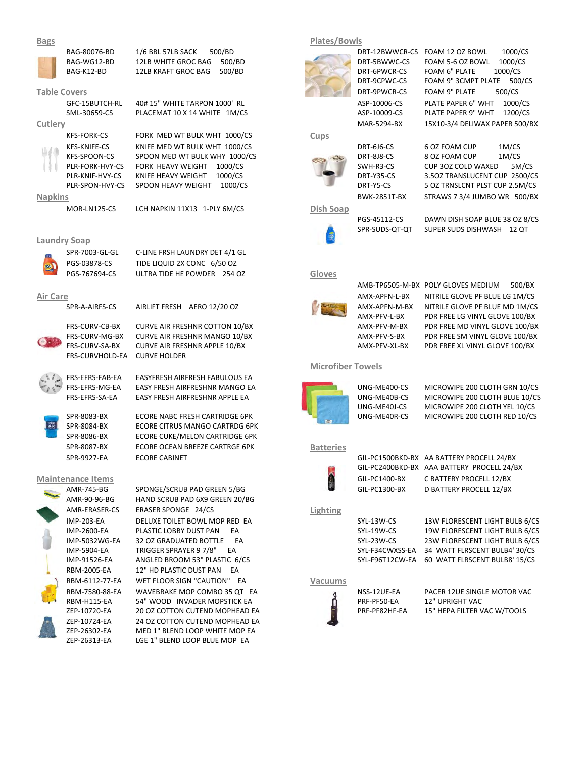## Bags

| | |
|---|---|
| BAG-80076-BD | 1/6 BBL 57LB SACK 500/BD |
| BAG-WG12-BD | 12LB WHITE GROC BAG 500/BD |
| BAG-K12-BD | 12LB KRAFT GROC BAG 500/BD |

## Table Covers

| | |
|---|---|
| GFC-15BUTCH-RL | 40# 15" WHITE TARPON 1000' RL |
| SML-30659-CS | PLACEMAT 10 X 14 WHITE 1M/CS |

## Cutlery

| | |
|---|---|
| KFS-FORK-CS | FORK MED WT BULK WHT 1000/CS |
| KFS-KNIFE-CS | KNIFE MED WT BULK WHT 1000/CS |
| KFS-SPOON-CS | SPOON MED WT BULK WHY 1000/CS |
| PLR-FORK-HVY-CS | FORK HEAVY WEIGHT 1000/CS |
| PLR-KNIF-HVY-CS | KNIFE HEAVY WEIGHT 1000/CS |
| PLR-SPON-HVY-CS | SPOON HEAVY WEIGHT 1000/CS |

## Napkins

| | |
|---|---|
| MOR-LN125-CS | LCH NAPKIN 11X13 1-PLY 6M/CS |

## Laundry Soap

| | |
|---|---|
| SPR-7003-GL-GL | C-LINE FRSH LAUNDRY DET 4/1 GL |
| PGS-03878-CS | TIDE LIQUID 2X CONC 6/50 OZ |
| PGS-767694-CS | ULTRA TIDE HE POWDER 254 OZ |

## Air Care

| | |
|---|---|
| SPR-A-AIRFS-CS | AIRLIFT FRESH AERO 12/20 OZ |
| FRS-CURV-CB-BX | CURVE AIR FRESHNR COTTON 10/BX |
| FRS-CURV-MG-BX | CURVE AIR FRESHNR MANGO 10/BX |
| FRS-CURV-SA-BX | CURVE AIR FRESHNR APPLE 10/BX |
| FRS-CURVHOLD-EA | CURVE HOLDER |
| FRS-EFRS-FAB-EA | EASYFRESH AIRFRESH FABULOUS EA |
| FRS-EFRS-MG-EA | EASY FRESH AIRFRESHNR MANGO EA |
| FRS-EFRS-SA-EA | EASY FRESH AIRFRESHNR APPLE EA |
| SPR-8083-BX | ECORE NABC FRESH CARTRIDGE 6PK |
| SPR-8084-BX | ECORE CITRUS MANGO CARTRDG 6PK |
| SPR-8086-BX | ECORE CUKE/MELON CARTRIDGE 6PK |
| SPR-8087-BX | ECORE OCEAN BREEZE CARTRGE 6PK |
| SPR-9927-EA | ECORE CABINET |

## Maintenance Items

| | |
|---|---|
| AMR-745-BG | SPONGE/SCRUB PAD GREEN 5/BG |
| AMR-90-96-BG | HAND SCRUB PAD 6X9 GREEN 20/BG |
| AMR-ERASER-CS | ERASER SPONGE 24/CS |
| IMP-203-EA | DELUXE TOILET BOWL MOP RED EA |
| IMP-2600-EA | PLASTIC LOBBY DUST PAN EA |
| IMP-5032WG-EA | 32 OZ GRADUATED BOTTLE EA |
| IMP-5904-EA | TRIGGER SPRAYER 9 7/8" EA |
| IMP-91526-EA | ANGLED BROOM 53" PLASTIC 6/CS |
| RBM-2005-EA | 12" HD PLASTIC DUST PAN EA |
| RBM-6112-77-EA | WET FLOOR SIGN "CAUTION" EA |
| RBM-7580-88-EA | WAVEBRAKE MOP COMBO 35 QT EA |
| RBM-H115-EA | 54" WOOD INVADER MOPSTICK EA |
| ZEP-10720-EA | 20 OZ COTTON CUTEND MOPHEAD EA |
| ZEP-10724-EA | 24 OZ COTTON CUTEND MOPHEAD EA |
| ZEP-26302-EA | MED 1" BLEND LOOP WHITE MOP EA |
| ZEP-26313-EA | LGE 1" BLEND LOOP BLUE MOP EA |

## Plates/Bowls

| | |
|---|---|
| DRT-12BWWCR-CS | FOAM 12 OZ BOWL 1000/CS |
| DRT-5BWWC-CS | FOAM 5-6 OZ BOWL 1000/CS |
| DRT-6PWCR-CS | FOAM 6" PLATE 1000/CS |
| DRT-9CPWC-CS | FOAM 9" 3CMPT PLATE 500/CS |
| DRT-9PWCR-CS | FOAM 9" PLATE 500/CS |
| ASP-10006-CS | PLATE PAPER 6" WHT 1000/CS |
| ASP-10009-CS | PLATE PAPER 9" WHT 1200/CS |
| MAR-5294-BX | 15X10-3/4 DELIWAX PAPER 500/BX |

## Cups

| | |
|---|---|
| DRT-6J6-CS | 6 OZ FOAM CUP 1M/CS |
| DRT-8J8-CS | 8 OZ FOAM CUP 1M/CS |
| SWH-R3-CS | CUP 3OZ COLD WAXED 5M/CS |
| DRT-Y35-CS | 3.5OZ TRANSLUCENT CUP 2500/CS |
| DRT-Y5-CS | 5 OZ TRNSLCNT PLST CUP 2.5M/CS |
| BWK-2851T-BX | STRAWS 7 3/4 JUMBO WR 500/BX |

## Dish Soap

| | |
|---|---|
| PGS-45112-CS | DAWN DISH SOAP BLUE 38 OZ 8/CS |
| SPR-SUDS-QT-QT | SUPER SUDS DISHWASH 12 QT |

## Gloves

| | |
|---|---|
| AMB-TP6505-M-BX | POLY GLOVES MEDIUM 500/BX |
| AMX-APFN-L-BX | NITRILE GLOVE PF BLUE LG 1M/CS |
| AMX-APFN-M-BX | NITRILE GLOVE PF BLUE MD 1M/CS |
| AMX-PFV-L-BX | PDR FREE LG VINYL GLOVE 100/BX |
| AMX-PFV-M-BX | PDR FREE MD VINYL GLOVE 100/BX |
| AMX-PFV-S-BX | PDR FREE SM VINYL GLOVE 100/BX |
| AMX-PFV-XL-BX | PDR FREE XL VINYL GLOVE 100/BX |

## Microfiber Towels

| | |
|---|---|
| UNG-ME400-CS | MICROWIPE 200 CLOTH GRN 10/CS |
| UNG-ME40B-CS | MICROWIPE 200 CLOTH BLUE 10/CS |
| UNG-ME40J-CS | MICROWIPE 200 CLOTH YEL 10/CS |
| UNG-ME40R-CS | MICROWIPE 200 CLOTH RED 10/CS |

## Batteries

| | |
|---|---|
| GIL-PC1500BKD-BX | AA BATTERY PROCELL 24/BX |
| GIL-PC2400BKD-BX | AAA BATTERY PROCELL 24/BX |
| GIL-PC1400-BX | C BATTERY PROCELL 12/BX |
| GIL-PC1300-BX | D BATTERY PROCELL 12/BX |

## Lighting

| | |
|---|---|
| SYL-13W-CS | 13W FLORESCENT LIGHT BULB 6/CS |
| SYL-19W-CS | 19W FLORESCENT LIGHT BULB 6/CS |
| SYL-23W-CS | 23W FLORESCENT LIGHT BULB 6/CS |
| SYL-F34CWXSS-EA | 34 WATT FLRSCENT BULB4' 30/CS |
| SYL-F96T12CW-EA | 60 WATT FLRSCENT BULB8' 15/CS |

## Vacuums

| | |
|---|---|
| NSS-12UE-EA | PACER 12UE SINGLE MOTOR VAC |
| PRF-PF50-EA | 12" UPRIGHT VAC |
| PRF-PF82HF-EA | 15" HEPA FILTER VAC W/TOOLS |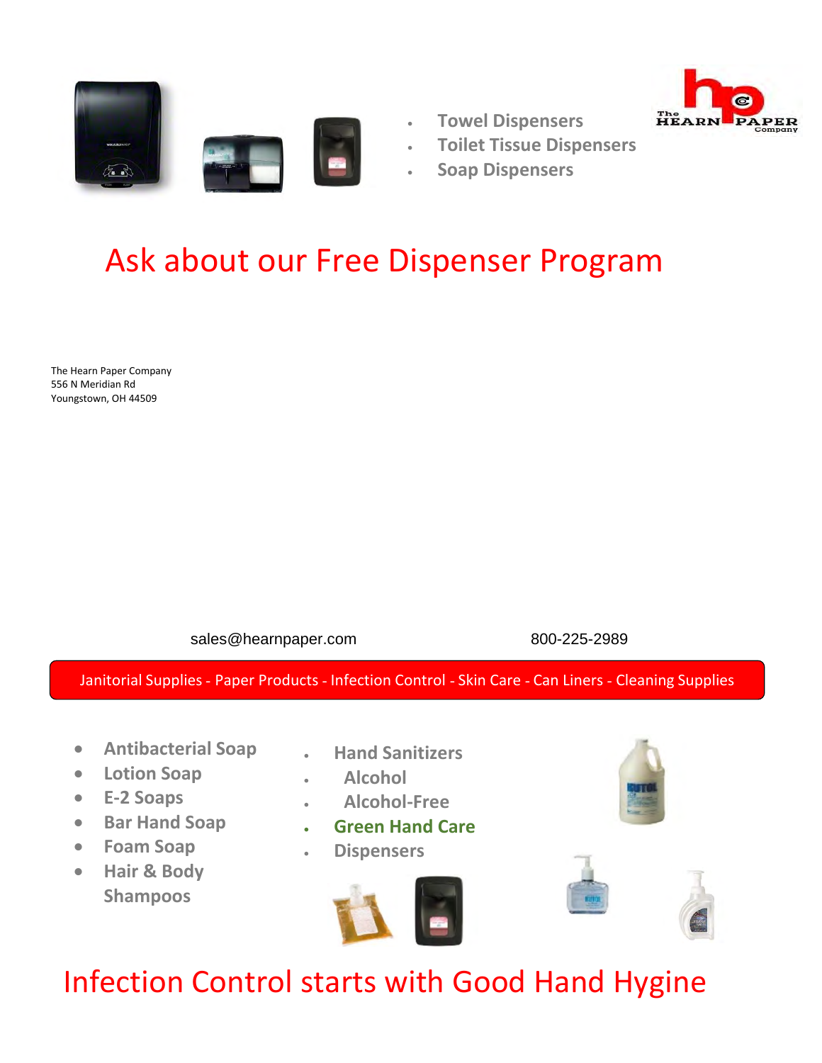- Towel Dispensers
- Toilet Tissue Dispensers
- Soap Dispensers

The HEARN PAPER Company

# Ask about our Free Dispenser Program

The Hearn Paper Company
556 N Meridian Rd
Youngstown, OH 44509

sales@hearnpaper.com

800-225-2989

Janitorial Supplies - Paper Products - Infection Control - Skin Care - Can Liners - Cleaning Supplies

- Antibacterial Soap
- Lotion Soap
- E-2 Soaps
- Bar Hand Soap
- Foam Soap
- Hair & Body Shampoos

- Hand Sanitizers
- Alcohol
- Alcohol-Free
- Green Hand Care
- Dispensers

# Infection Control starts with Good Hand Hygine